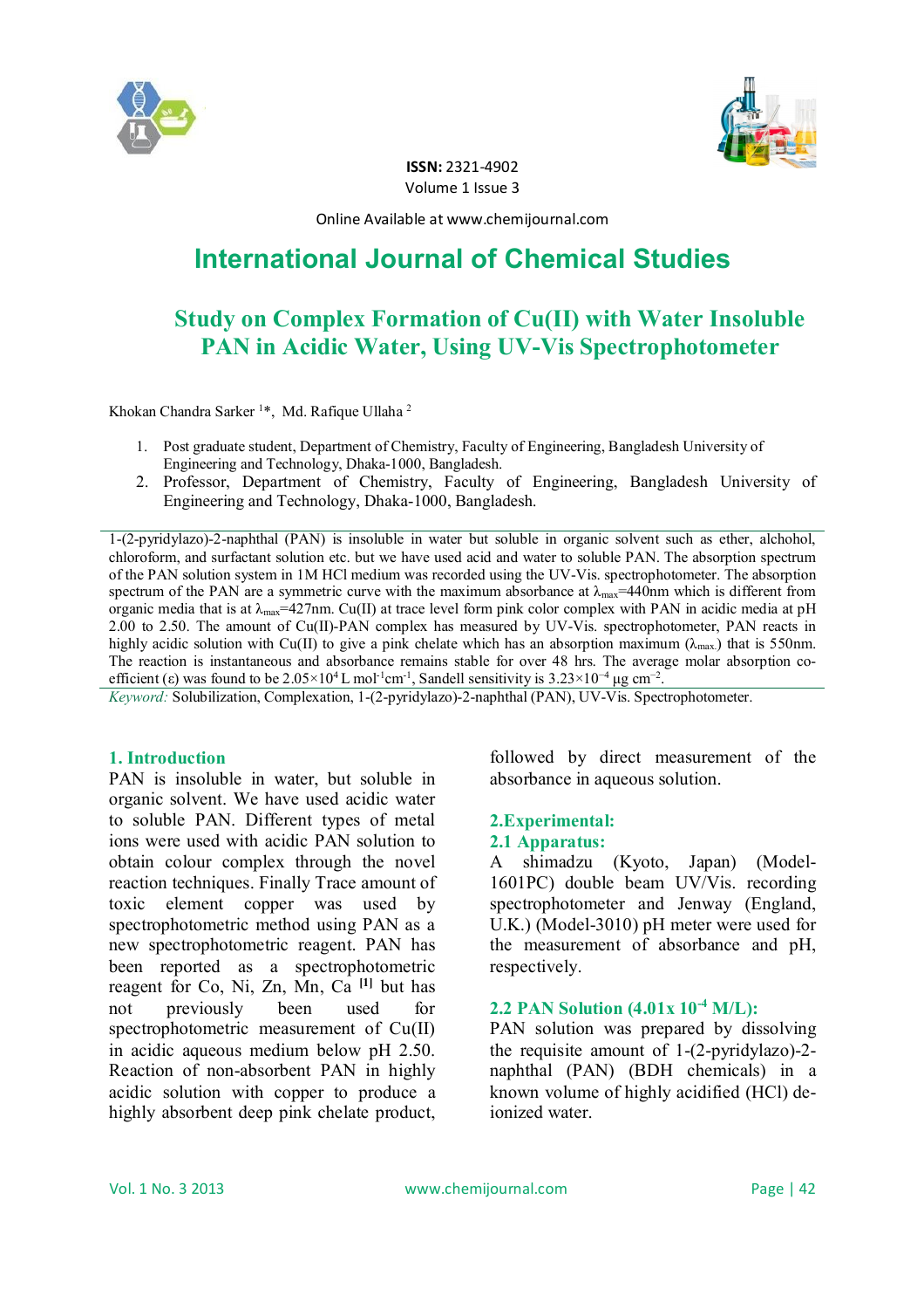ISSN: 2321-4902
Volume 1 Issue 3

Online Available at www.chemijournal.com

# International Journal of Chemical Studies

## Study on Complex Formation of Cu(II) with Water Insoluble PAN in Acidic Water, Using UV-Vis Spectrophotometer

Khokan Chandra Sarker [1]*, Md. Rafique Ullaha [2]

1. Post graduate student, Department of Chemistry, Faculty of Engineering, Bangladesh University of Engineering and Technology, Dhaka-1000, Bangladesh.
2. Professor, Department of Chemistry, Faculty of Engineering, Bangladesh University of Engineering and Technology, Dhaka-1000, Bangladesh.

1-(2-pyridylazo)-2-naphthal (PAN) is insoluble in water but soluble in organic solvent such as ether, alcohol, chloroform, and surfactant solution etc. but we have used acid and water to soluble PAN. The absorption spectrum of the PAN solution system in 1M HCl medium was recorded using the UV-Vis. spectrophotometer. The absorption spectrum of the PAN are a symmetric curve with the maximum absorbance at $\lambda_{max}$=440nm which is different from organic media that is at $\lambda_{max}$=427nm. Cu(II) at trace level form pink color complex with PAN in acidic media at pH 2.00 to 2.50. The amount of Cu(II)-PAN complex has measured by UV-Vis. spectrophotometer, PAN reacts in highly acidic solution with Cu(II) to give a pink chelate which has an absorption maximum ($\lambda_{max.}$) that is 550nm. The reaction is instantaneous and absorbance remains stable for over 48 hrs. The average molar absorption co-efficient (ε) was found to be $2.05\times10^{4}$ L mol$^{-1}$cm$^{-1}$, Sandell sensitivity is $3.23\times10^{-4}$ μg cm$^{-2}$.

*Keyword:* Solubilization, Complexation, 1-(2-pyridylazo)-2-naphthal (PAN), UV-Vis. Spectrophotometer.

## 1. Introduction

PAN is insoluble in water, but soluble in organic solvent. We have used acidic water to soluble PAN. Different types of metal ions were used with acidic PAN solution to obtain colour complex through the novel reaction techniques. Finally Trace amount of toxic element copper was used by spectrophotometric method using PAN as a new spectrophotometric reagent. PAN has been reported as a spectrophotometric reagent for Co, Ni, Zn, Mn, Ca [1] but has not previously been used for spectrophotometric measurement of Cu(II) in acidic aqueous medium below pH 2.50. Reaction of non-absorbent PAN in highly acidic solution with copper to produce a highly absorbent deep pink chelate product, followed by direct measurement of the absorbance in aqueous solution.

## 2.Experimental:

### 2.1 Apparatus:

A shimadzu (Kyoto, Japan) (Model-1601PC) double beam UV/Vis. recording spectrophotometer and Jenway (England, U.K.) (Model-3010) pH meter were used for the measurement of absorbance and pH, respectively.

### 2.2 PAN Solution (4.01x $10^{-4}$ M/L):

PAN solution was prepared by dissolving the requisite amount of 1-(2-pyridylazo)-2-naphthal (PAN) (BDH chemicals) in a known volume of highly acidified (HCl) de-ionized water.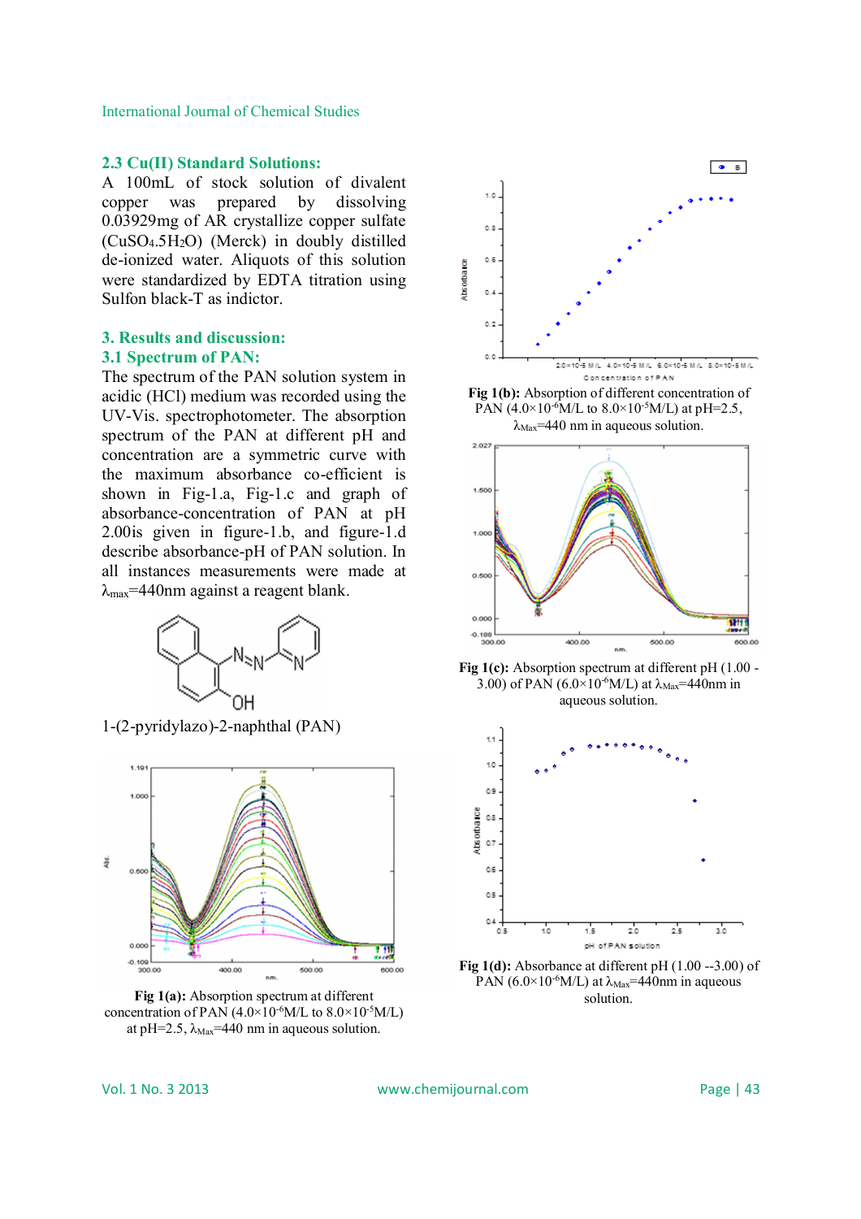### 2.3 Cu(II) Standard Solutions:

A 100mL of stock solution of divalent copper was prepared by dissolving 0.03929mg of AR crystallize copper sulfate ($CuSO_4.5H_2O$) (Merck) in doubly distilled de-ionized water. Aliquots of this solution were standardized by EDTA titration using Sulfon black-T as indictor.

## 3. Results and discussion:

### 3.1 Spectrum of PAN:

The spectrum of the PAN solution system in acidic (HCl) medium was recorded using the UV-Vis. spectrophotometer. The absorption spectrum of the PAN at different pH and concentration are a symmetric curve with the maximum absorbance co-efficient is shown in Fig-1.a, Fig-1.c and graph of absorbance-concentration of PAN at pH 2.00is given in figure-1.b, and figure-1.d describe absorbance-pH of PAN solution. In all instances measurements were made at $\lambda_{max}$=440nm against a reagent blank.

1-(2-pyridylazo)-2-naphthal (PAN)

**Fig 1(a):** Absorption spectrum at different concentration of PAN ($4.0\times10^{-6}$M/L to $8.0\times10^{-5}$M/L) at pH=2.5, $\lambda_{Max}$=440 nm in aqueous solution.

**Fig 1(b):** Absorption of different concentration of PAN ($4.0\times10^{-6}$M/L to $8.0\times10^{-5}$M/L) at pH=2.5, $\lambda_{Max}$=440 nm in aqueous solution.

**Fig 1(c):** Absorption spectrum at different pH (1.00 - 3.00) of PAN ($6.0\times10^{-6}$M/L) at $\lambda_{Max}$=440nm in aqueous solution.

**Fig 1(d):** Absorbance at different pH (1.00 --3.00) of PAN ($6.0\times10^{-6}$M/L) at $\lambda_{Max}$=440nm in aqueous solution.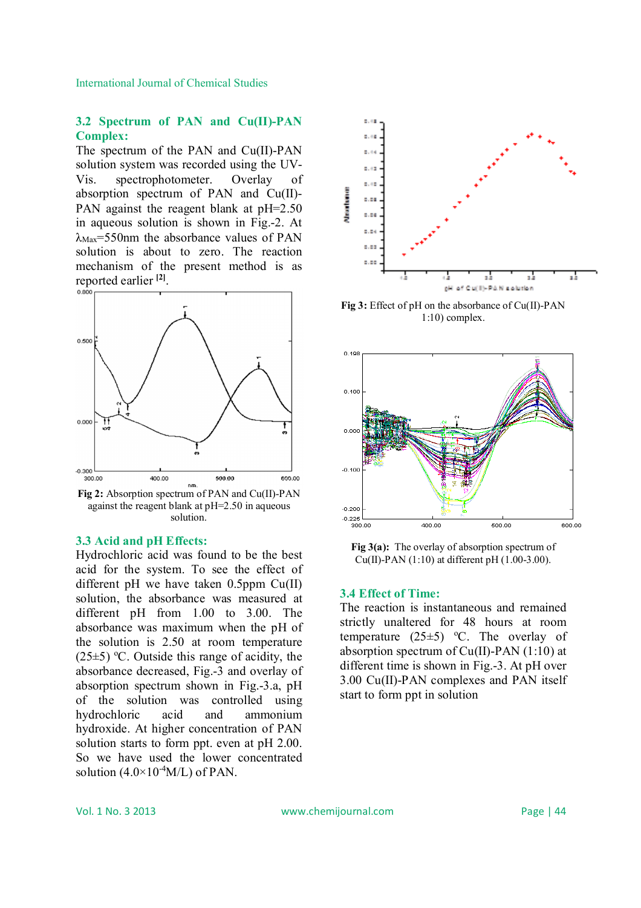### 3.2 Spectrum of PAN and Cu(II)-PAN Complex:

The spectrum of the PAN and Cu(II)-PAN solution system was recorded using the UV-Vis. spectrophotometer. Overlay of absorption spectrum of PAN and Cu(II)-PAN against the reagent blank at pH=2.50 in aqueous solution is shown in Fig.-2. At $\lambda_{Max}$=550nm the absorbance values of PAN solution is about to zero. The reaction mechanism of the present method is as reported earlier [2].

**Fig 2:** Absorption spectrum of PAN and Cu(II)-PAN against the reagent blank at pH=2.50 in aqueous solution.

### 3.3 Acid and pH Effects:

Hydrochloric acid was found to be the best acid for the system. To see the effect of different pH we have taken 0.5ppm Cu(II) solution, the absorbance was measured at different pH from 1.00 to 3.00. The absorbance was maximum when the pH of the solution is 2.50 at room temperature (25±5) ºC. Outside this range of acidity, the absorbance decreased, Fig.-3 and overlay of absorption spectrum shown in Fig.-3.a, pH of the solution was controlled using hydrochloric acid and ammonium hydroxide. At higher concentration of PAN solution starts to form ppt. even at pH 2.00. So we have used the lower concentrated solution ($4.0\times10^{-4}$M/L) of PAN.

**Fig 3:** Effect of pH on the absorbance of Cu(II)-PAN 1:10) complex.

**Fig 3(a):** The overlay of absorption spectrum of Cu(II)-PAN (1:10) at different pH (1.00-3.00).

### 3.4 Effect of Time:

The reaction is instantaneous and remained strictly unaltered for 48 hours at room temperature (25±5) ºC. The overlay of absorption spectrum of Cu(II)-PAN (1:10) at different time is shown in Fig.-3. At pH over 3.00 Cu(II)-PAN complexes and PAN itself start to form ppt in solution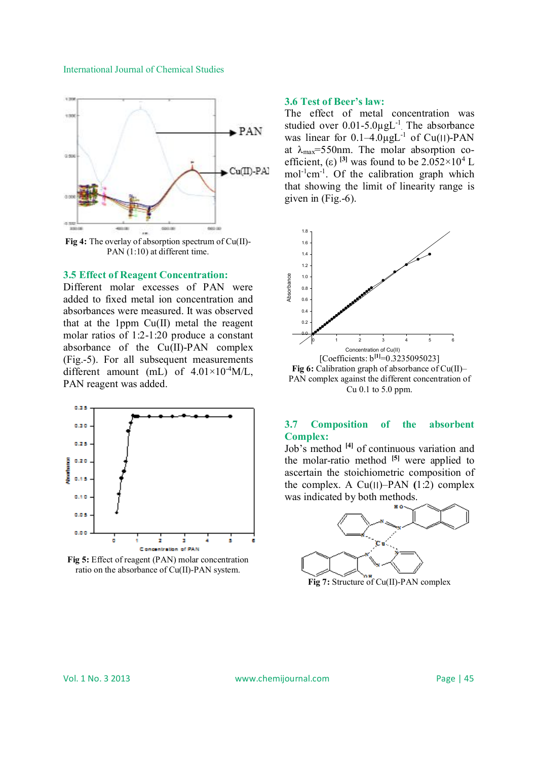**Fig 4:** The overlay of absorption spectrum of Cu(II)-PAN (1:10) at different time.

### 3.5 Effect of Reagent Concentration:

Different molar excesses of PAN were added to fixed metal ion concentration and absorbances were measured. It was observed that at the 1ppm Cu(II) metal the reagent molar ratios of 1:2-1:20 produce a constant absorbance of the Cu(II)-PAN complex (Fig.-5). For all subsequent measurements different amount (mL) of $4.01\times10^{-4}$M/L, PAN reagent was added.

**Fig 5:** Effect of reagent (PAN) molar concentration ratio on the absorbance of Cu(II)-PAN system.

### 3.6 Test of Beer's law:

The effect of metal concentration was studied over 0.01-5.0$\mu$gL$^{-1}$. The absorbance was linear for 0.1–4.0$\mu$gL$^{-1}$ of Cu(II)-PAN at $\lambda_{max}$=550nm. The molar absorption co-efficient, ($\varepsilon$) [3] was found to be $2.052\times10^{4}$ L mol$^{-1}$cm$^{-1}$. Of the calibration graph which that showing the limit of linearity range is given in (Fig.-6).

[Coefficients: b[1]=0.3235095023]

**Fig 6:** Calibration graph of absorbance of Cu(II)–PAN complex against the different concentration of Cu 0.1 to 5.0 ppm.

### 3.7 Composition of the absorbent Complex:

Job's method [4] of continuous variation and the molar-ratio method [5] were applied to ascertain the stoichiometric composition of the complex. A Cu(II)–PAN (1:2) complex was indicated by both methods.

**Fig 7:** Structure of Cu(II)-PAN complex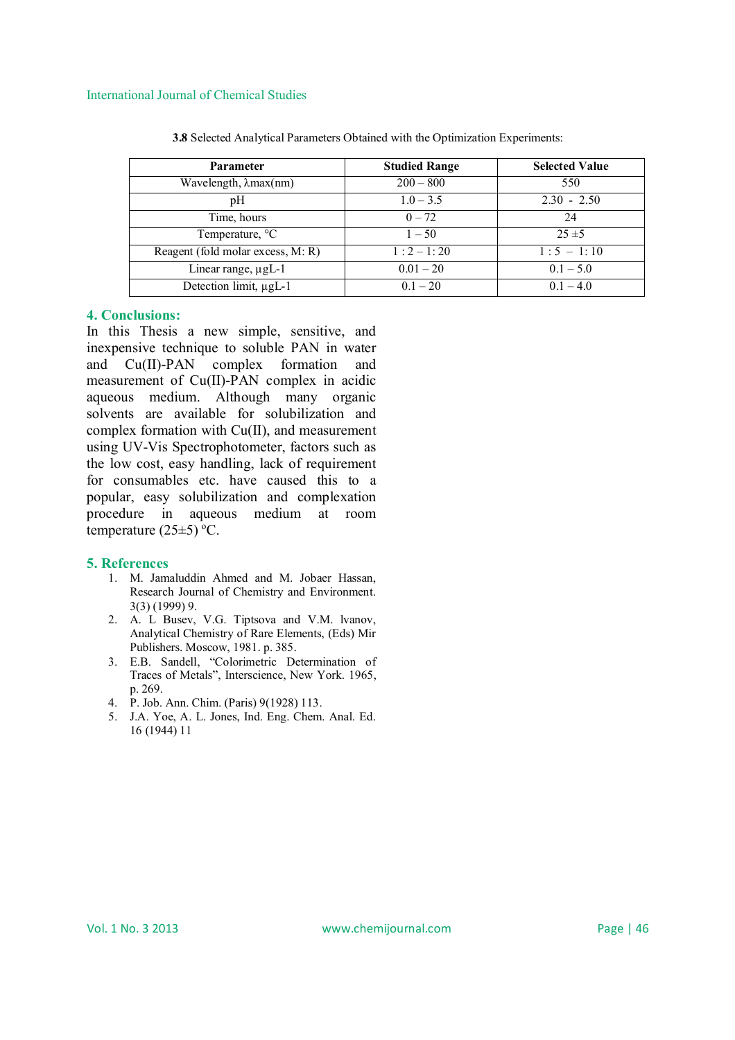**3.8** Selected Analytical Parameters Obtained with the Optimization Experiments:

| Parameter | Studied Range | Selected Value |
|---|---|---|
| Wavelength, λmax(nm) | 200 – 800 | 550 |
| pH | 1.0 – 3.5 | 2.30 - 2.50 |
| Time, hours | 0 – 72 | 24 |
| Temperature, °C | 1 – 50 | 25 ±5 |
| Reagent (fold molar excess, M: R) | 1 : 2 – 1: 20 | 1 : 5 – 1: 10 |
| Linear range, µgL-1 | 0.01 – 20 | 0.1 – 5.0 |
| Detection limit, µgL-1 | 0.1 – 20 | 0.1 – 4.0 |

## 4. Conclusions:

In this Thesis a new simple, sensitive, and inexpensive technique to soluble PAN in water and Cu(II)-PAN complex formation and measurement of Cu(II)-PAN complex in acidic aqueous medium. Although many organic solvents are available for solubilization and complex formation with Cu(II), and measurement using UV-Vis Spectrophotometer, factors such as the low cost, easy handling, lack of requirement for consumables etc. have caused this to a popular, easy solubilization and complexation procedure in aqueous medium at room temperature (25±5) °C.

## 5. References

1. M. Jamaluddin Ahmed and M. Jobaer Hassan, Research Journal of Chemistry and Environment. 3(3) (1999) 9.
2. A. L Busev, V.G. Tiptsova and V.M. lvanov, Analytical Chemistry of Rare Elements, (Eds) Mir Publishers. Moscow, 1981. p. 385.
3. E.B. Sandell, "Colorimetric Determination of Traces of Metals", Interscience, New York. 1965, p. 269.
4. P. Job. Ann. Chim. (Paris) 9(1928) 113.
5. J.A. Yoe, A. L. Jones, Ind. Eng. Chem. Anal. Ed. 16 (1944) 11